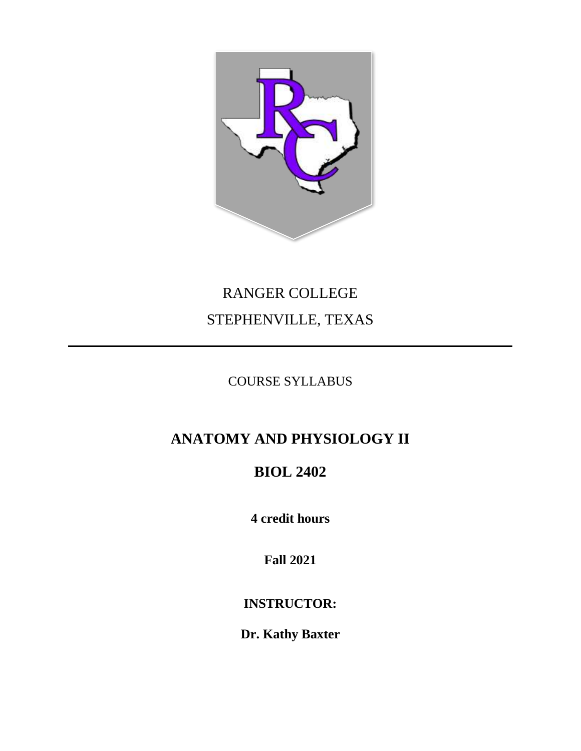RANGER COLLEGE

STEPHENVILLE, TEXAS

---

COURSE SYLLABUS

# ANATOMY AND PHYSIOLOGY II

# BIOL 2402

**4 credit hours**

**Fall 2021**

**INSTRUCTOR:**

**Dr. Kathy Baxter**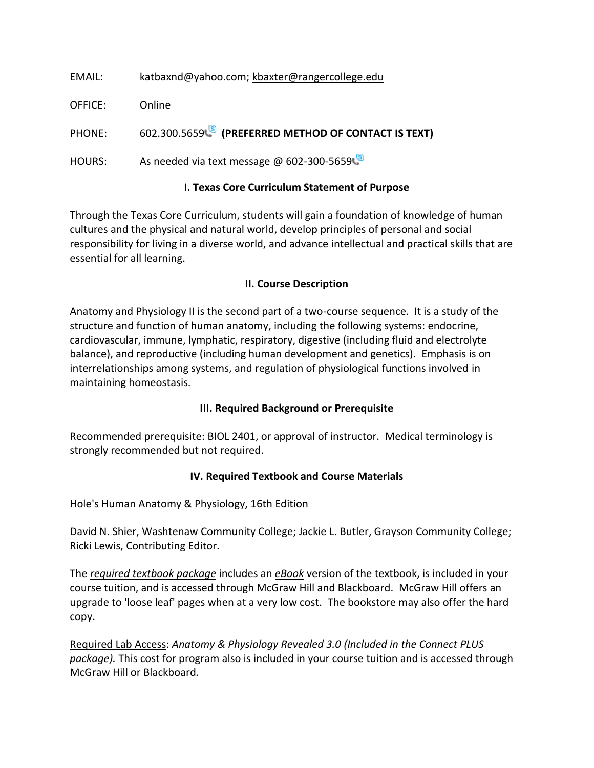EMAIL: katbaxnd@yahoo.com; kbaxter@rangercollege.edu

OFFICE: Online

PHONE: 602.300.5659 **(PREFERRED METHOD OF CONTACT IS TEXT)**

HOURS: As needed via text message @ 602-300-5659

## I. Texas Core Curriculum Statement of Purpose

Through the Texas Core Curriculum, students will gain a foundation of knowledge of human cultures and the physical and natural world, develop principles of personal and social responsibility for living in a diverse world, and advance intellectual and practical skills that are essential for all learning.

## II. Course Description

Anatomy and Physiology II is the second part of a two-course sequence. It is a study of the structure and function of human anatomy, including the following systems: endocrine, cardiovascular, immune, lymphatic, respiratory, digestive (including fluid and electrolyte balance), and reproductive (including human development and genetics). Emphasis is on interrelationships among systems, and regulation of physiological functions involved in maintaining homeostasis.

## III. Required Background or Prerequisite

Recommended prerequisite: BIOL 2401, or approval of instructor. Medical terminology is strongly recommended but not required.

## IV. Required Textbook and Course Materials

Hole's Human Anatomy & Physiology, 16th Edition

David N. Shier, Washtenaw Community College; Jackie L. Butler, Grayson Community College; Ricki Lewis, Contributing Editor.

The ***required textbook package*** includes an ***eBook*** version of the textbook, is included in your course tuition, and is accessed through McGraw Hill and Blackboard. McGraw Hill offers an upgrade to 'loose leaf' pages when at a very low cost. The bookstore may also offer the hard copy.

Required Lab Access: *Anatomy & Physiology Revealed 3.0 (Included in the Connect PLUS package).* This cost for program also is included in your course tuition and is accessed through McGraw Hill or Blackboard.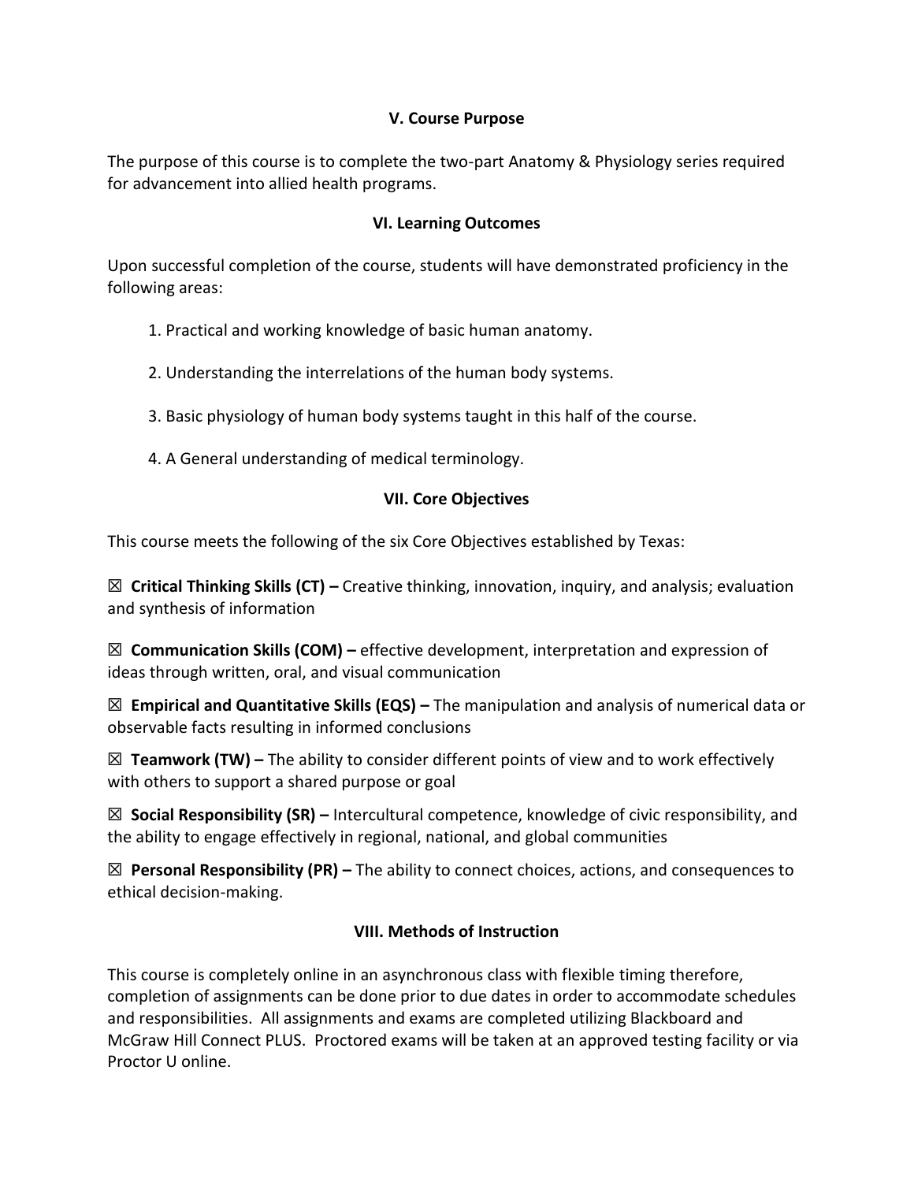## V. Course Purpose

The purpose of this course is to complete the two-part Anatomy & Physiology series required for advancement into allied health programs.

## VI. Learning Outcomes

Upon successful completion of the course, students will have demonstrated proficiency in the following areas:

1. Practical and working knowledge of basic human anatomy.

2. Understanding the interrelations of the human body systems.

3. Basic physiology of human body systems taught in this half of the course.

4. A General understanding of medical terminology.

## VII. Core Objectives

This course meets the following of the six Core Objectives established by Texas:

☒ **Critical Thinking Skills (CT) –** Creative thinking, innovation, inquiry, and analysis; evaluation and synthesis of information

☒ **Communication Skills (COM) –** effective development, interpretation and expression of ideas through written, oral, and visual communication

☒ **Empirical and Quantitative Skills (EQS) –** The manipulation and analysis of numerical data or observable facts resulting in informed conclusions

☒ **Teamwork (TW) –** The ability to consider different points of view and to work effectively with others to support a shared purpose or goal

☒ **Social Responsibility (SR) –** Intercultural competence, knowledge of civic responsibility, and the ability to engage effectively in regional, national, and global communities

☒ **Personal Responsibility (PR) –** The ability to connect choices, actions, and consequences to ethical decision-making.

## VIII. Methods of Instruction

This course is completely online in an asynchronous class with flexible timing therefore, completion of assignments can be done prior to due dates in order to accommodate schedules and responsibilities. All assignments and exams are completed utilizing Blackboard and McGraw Hill Connect PLUS. Proctored exams will be taken at an approved testing facility or via Proctor U online.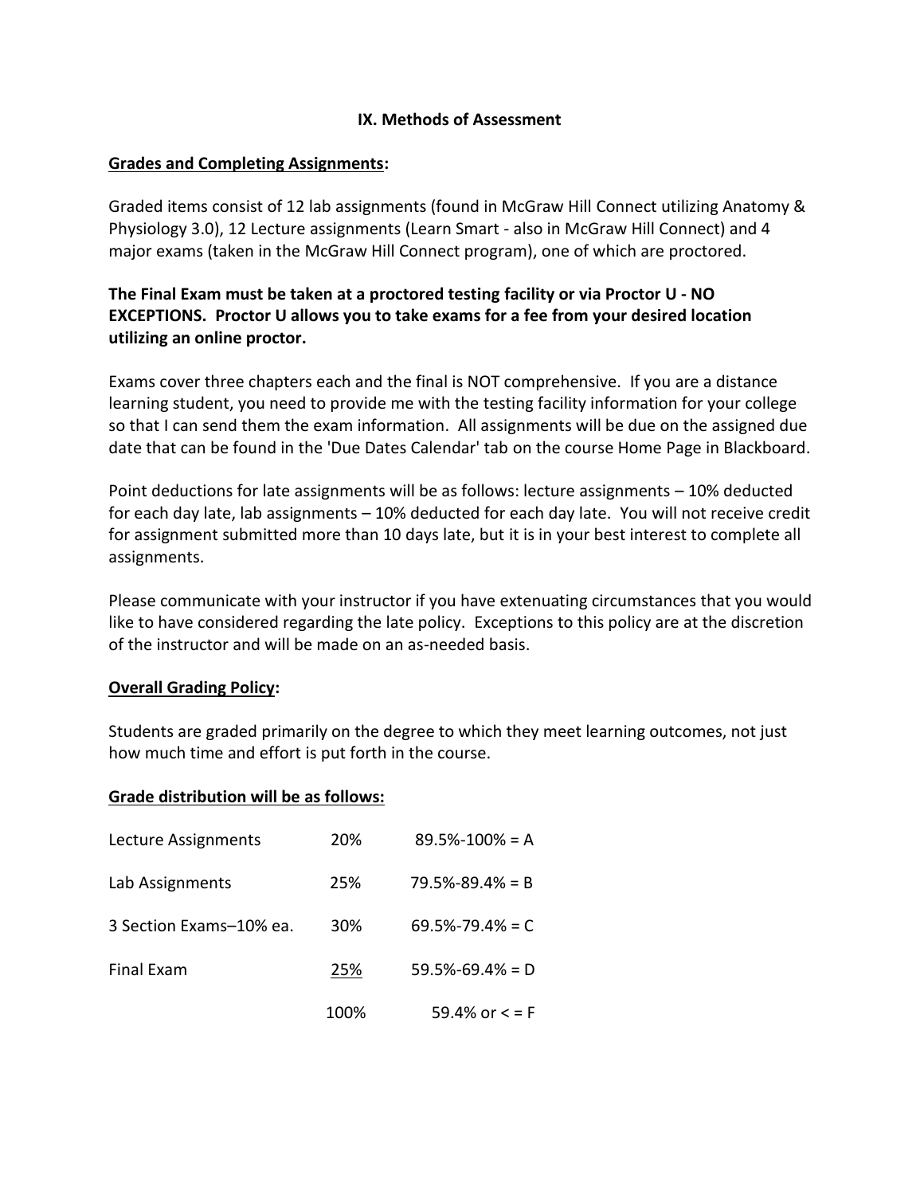## IX. Methods of Assessment

**Grades and Completing Assignments:**

Graded items consist of 12 lab assignments (found in McGraw Hill Connect utilizing Anatomy & Physiology 3.0), 12 Lecture assignments (Learn Smart - also in McGraw Hill Connect) and 4 major exams (taken in the McGraw Hill Connect program), one of which are proctored.

**The Final Exam must be taken at a proctored testing facility or via Proctor U - NO EXCEPTIONS. Proctor U allows you to take exams for a fee from your desired location utilizing an online proctor.**

Exams cover three chapters each and the final is NOT comprehensive. If you are a distance learning student, you need to provide me with the testing facility information for your college so that I can send them the exam information. All assignments will be due on the assigned due date that can be found in the 'Due Dates Calendar' tab on the course Home Page in Blackboard.

Point deductions for late assignments will be as follows: lecture assignments – 10% deducted for each day late, lab assignments – 10% deducted for each day late. You will not receive credit for assignment submitted more than 10 days late, but it is in your best interest to complete all assignments.

Please communicate with your instructor if you have extenuating circumstances that you would like to have considered regarding the late policy. Exceptions to this policy are at the discretion of the instructor and will be made on an as-needed basis.

**Overall Grading Policy:**

Students are graded primarily on the degree to which they meet learning outcomes, not just how much time and effort is put forth in the course.

**Grade distribution will be as follows:**

| | | |
|---|---|---|
| Lecture Assignments | 20% | 89.5%-100% = A |
| Lab Assignments | 25% | 79.5%-89.4% = B |
| 3 Section Exams–10% ea. | 30% | 69.5%-79.4% = C |
| Final Exam | 25% | 59.5%-69.4% = D |
| | 100% | 59.4% or < = F |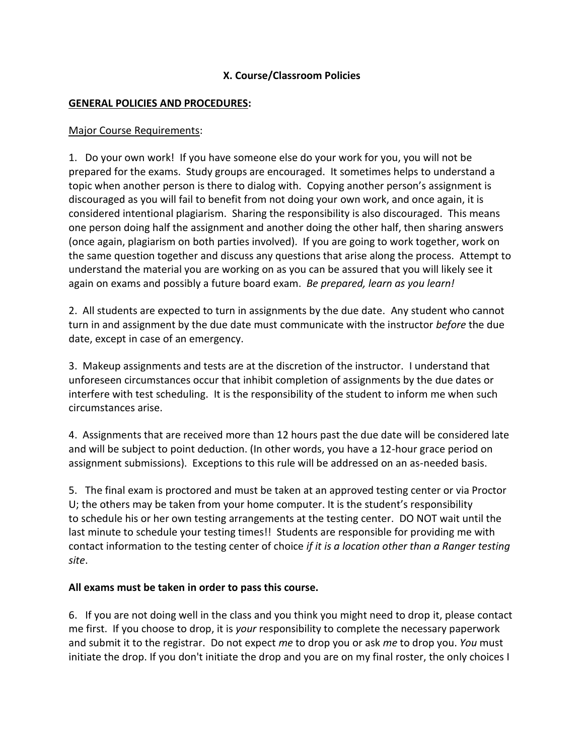## X. Course/Classroom Policies

**GENERAL POLICIES AND PROCEDURES:**

Major Course Requirements:

1. Do your own work! If you have someone else do your work for you, you will not be prepared for the exams. Study groups are encouraged. It sometimes helps to understand a topic when another person is there to dialog with. Copying another person's assignment is discouraged as you will fail to benefit from not doing your own work, and once again, it is considered intentional plagiarism. Sharing the responsibility is also discouraged. This means one person doing half the assignment and another doing the other half, then sharing answers (once again, plagiarism on both parties involved). If you are going to work together, work on the same question together and discuss any questions that arise along the process. Attempt to understand the material you are working on as you can be assured that you will likely see it again on exams and possibly a future board exam. *Be prepared, learn as you learn!*

2. All students are expected to turn in assignments by the due date. Any student who cannot turn in and assignment by the due date must communicate with the instructor *before* the due date, except in case of an emergency.

3. Makeup assignments and tests are at the discretion of the instructor. I understand that unforeseen circumstances occur that inhibit completion of assignments by the due dates or interfere with test scheduling. It is the responsibility of the student to inform me when such circumstances arise.

4. Assignments that are received more than 12 hours past the due date will be considered late and will be subject to point deduction. (In other words, you have a 12-hour grace period on assignment submissions). Exceptions to this rule will be addressed on an as-needed basis.

5. The final exam is proctored and must be taken at an approved testing center or via Proctor U; the others may be taken from your home computer. It is the student's responsibility to schedule his or her own testing arrangements at the testing center. DO NOT wait until the last minute to schedule your testing times!! Students are responsible for providing me with contact information to the testing center of choice *if it is a location other than a Ranger testing site*.

**All exams must be taken in order to pass this course.**

6. If you are not doing well in the class and you think you might need to drop it, please contact me first. If you choose to drop, it is *your* responsibility to complete the necessary paperwork and submit it to the registrar. Do not expect *me* to drop you or ask *me* to drop you. *You* must initiate the drop. If you don't initiate the drop and you are on my final roster, the only choices I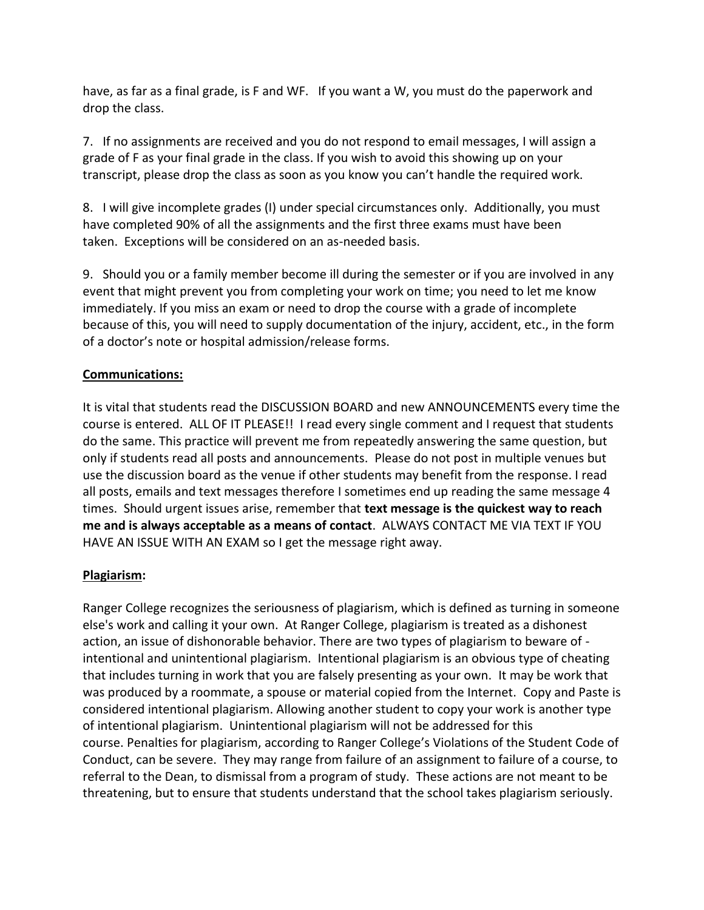have, as far as a final grade, is F and WF.  If you want a W, you must do the paperwork and drop the class.

7. If no assignments are received and you do not respond to email messages, I will assign a grade of F as your final grade in the class. If you wish to avoid this showing up on your transcript, please drop the class as soon as you know you can't handle the required work.

8. I will give incomplete grades (I) under special circumstances only. Additionally, you must have completed 90% of all the assignments and the first three exams must have been taken. Exceptions will be considered on an as-needed basis.

9. Should you or a family member become ill during the semester or if you are involved in any event that might prevent you from completing your work on time; you need to let me know immediately. If you miss an exam or need to drop the course with a grade of incomplete because of this, you will need to supply documentation of the injury, accident, etc., in the form of a doctor's note or hospital admission/release forms.

**Communications:**

It is vital that students read the DISCUSSION BOARD and new ANNOUNCEMENTS every time the course is entered. ALL OF IT PLEASE!! I read every single comment and I request that students do the same. This practice will prevent me from repeatedly answering the same question, but only if students read all posts and announcements. Please do not post in multiple venues but use the discussion board as the venue if other students may benefit from the response. I read all posts, emails and text messages therefore I sometimes end up reading the same message 4 times. Should urgent issues arise, remember that **text message is the quickest way to reach me and is always acceptable as a means of contact**. ALWAYS CONTACT ME VIA TEXT IF YOU HAVE AN ISSUE WITH AN EXAM so I get the message right away.

**Plagiarism:**

Ranger College recognizes the seriousness of plagiarism, which is defined as turning in someone else's work and calling it your own. At Ranger College, plagiarism is treated as a dishonest action, an issue of dishonorable behavior. There are two types of plagiarism to beware of - intentional and unintentional plagiarism. Intentional plagiarism is an obvious type of cheating that includes turning in work that you are falsely presenting as your own. It may be work that was produced by a roommate, a spouse or material copied from the Internet. Copy and Paste is considered intentional plagiarism. Allowing another student to copy your work is another type of intentional plagiarism. Unintentional plagiarism will not be addressed for this course. Penalties for plagiarism, according to Ranger College's Violations of the Student Code of Conduct, can be severe. They may range from failure of an assignment to failure of a course, to referral to the Dean, to dismissal from a program of study. These actions are not meant to be threatening, but to ensure that students understand that the school takes plagiarism seriously.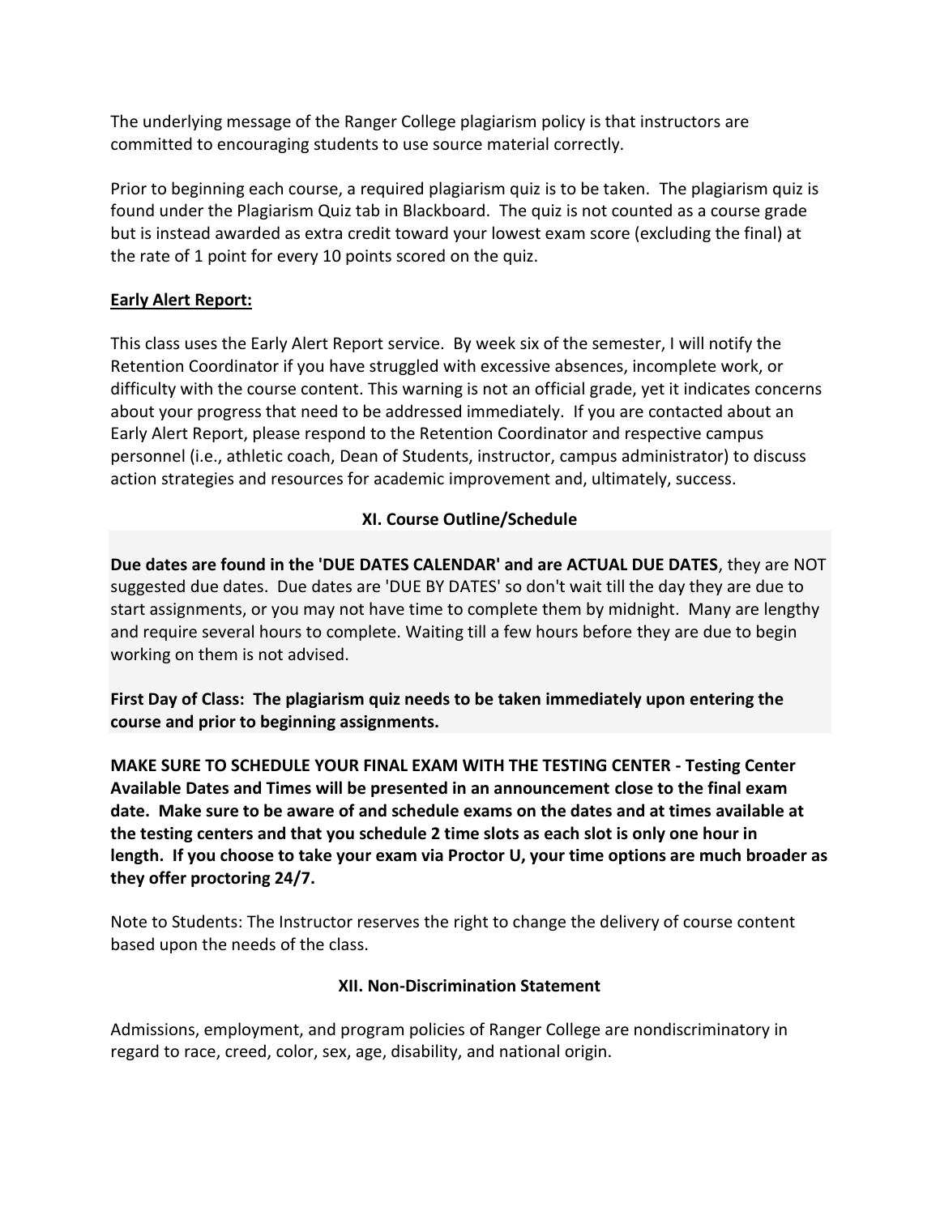The underlying message of the Ranger College plagiarism policy is that instructors are committed to encouraging students to use source material correctly.

Prior to beginning each course, a required plagiarism quiz is to be taken. The plagiarism quiz is found under the Plagiarism Quiz tab in Blackboard. The quiz is not counted as a course grade but is instead awarded as extra credit toward your lowest exam score (excluding the final) at the rate of 1 point for every 10 points scored on the quiz.

**Early Alert Report:**

This class uses the Early Alert Report service. By week six of the semester, I will notify the Retention Coordinator if you have struggled with excessive absences, incomplete work, or difficulty with the course content. This warning is not an official grade, yet it indicates concerns about your progress that need to be addressed immediately. If you are contacted about an Early Alert Report, please respond to the Retention Coordinator and respective campus personnel (i.e., athletic coach, Dean of Students, instructor, campus administrator) to discuss action strategies and resources for academic improvement and, ultimately, success.

## XI. Course Outline/Schedule

**Due dates are found in the 'DUE DATES CALENDAR' and are ACTUAL DUE DATES**, they are NOT suggested due dates. Due dates are 'DUE BY DATES' so don't wait till the day they are due to start assignments, or you may not have time to complete them by midnight. Many are lengthy and require several hours to complete. Waiting till a few hours before they are due to begin working on them is not advised.

**First Day of Class: The plagiarism quiz needs to be taken immediately upon entering the course and prior to beginning assignments.**

**MAKE SURE TO SCHEDULE YOUR FINAL EXAM WITH THE TESTING CENTER - Testing Center Available Dates and Times will be presented in an announcement close to the final exam date. Make sure to be aware of and schedule exams on the dates and at times available at the testing centers and that you schedule 2 time slots as each slot is only one hour in length. If you choose to take your exam via Proctor U, your time options are much broader as they offer proctoring 24/7.**

Note to Students: The Instructor reserves the right to change the delivery of course content based upon the needs of the class.

## XII. Non-Discrimination Statement

Admissions, employment, and program policies of Ranger College are nondiscriminatory in regard to race, creed, color, sex, age, disability, and national origin.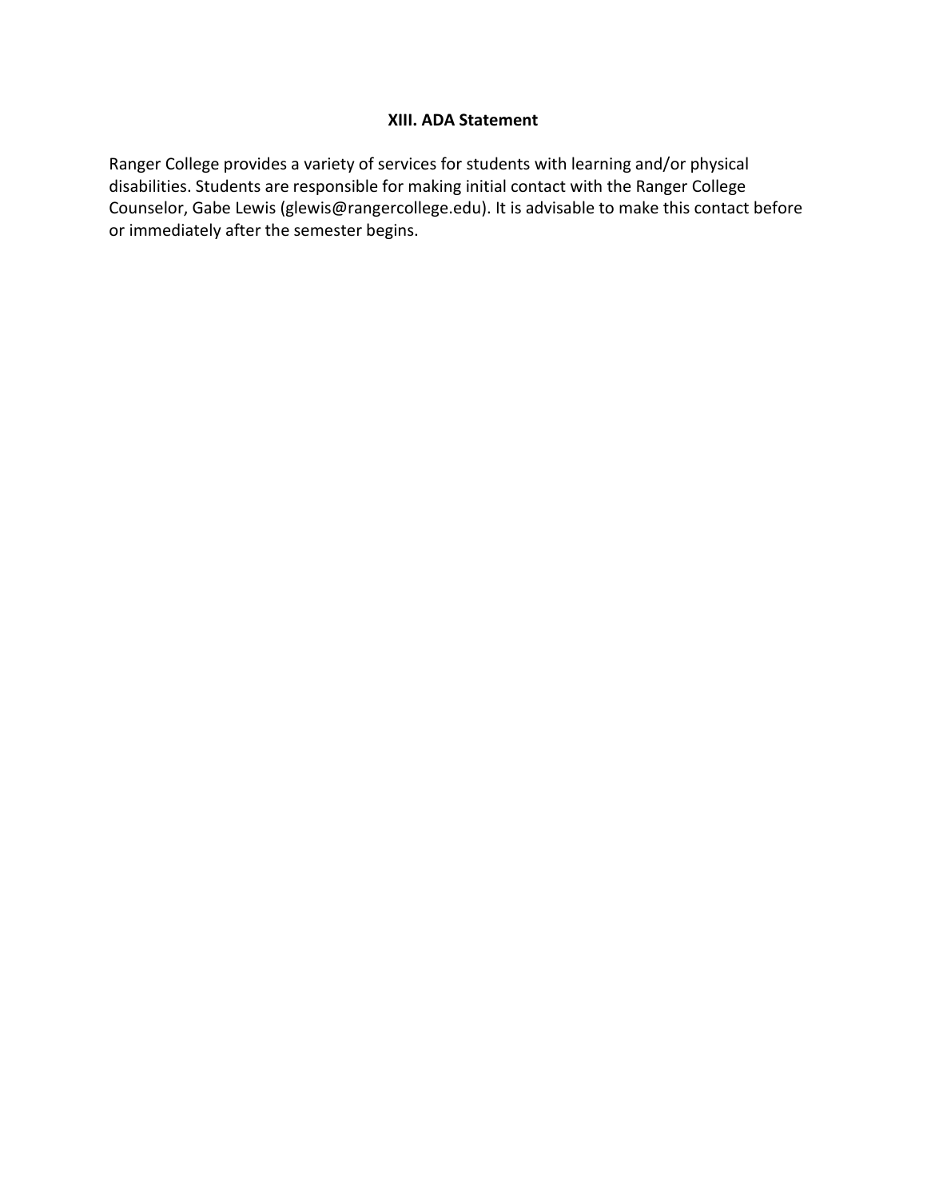### XIII. ADA Statement

Ranger College provides a variety of services for students with learning and/or physical disabilities. Students are responsible for making initial contact with the Ranger College Counselor, Gabe Lewis (glewis@rangercollege.edu). It is advisable to make this contact before or immediately after the semester begins.